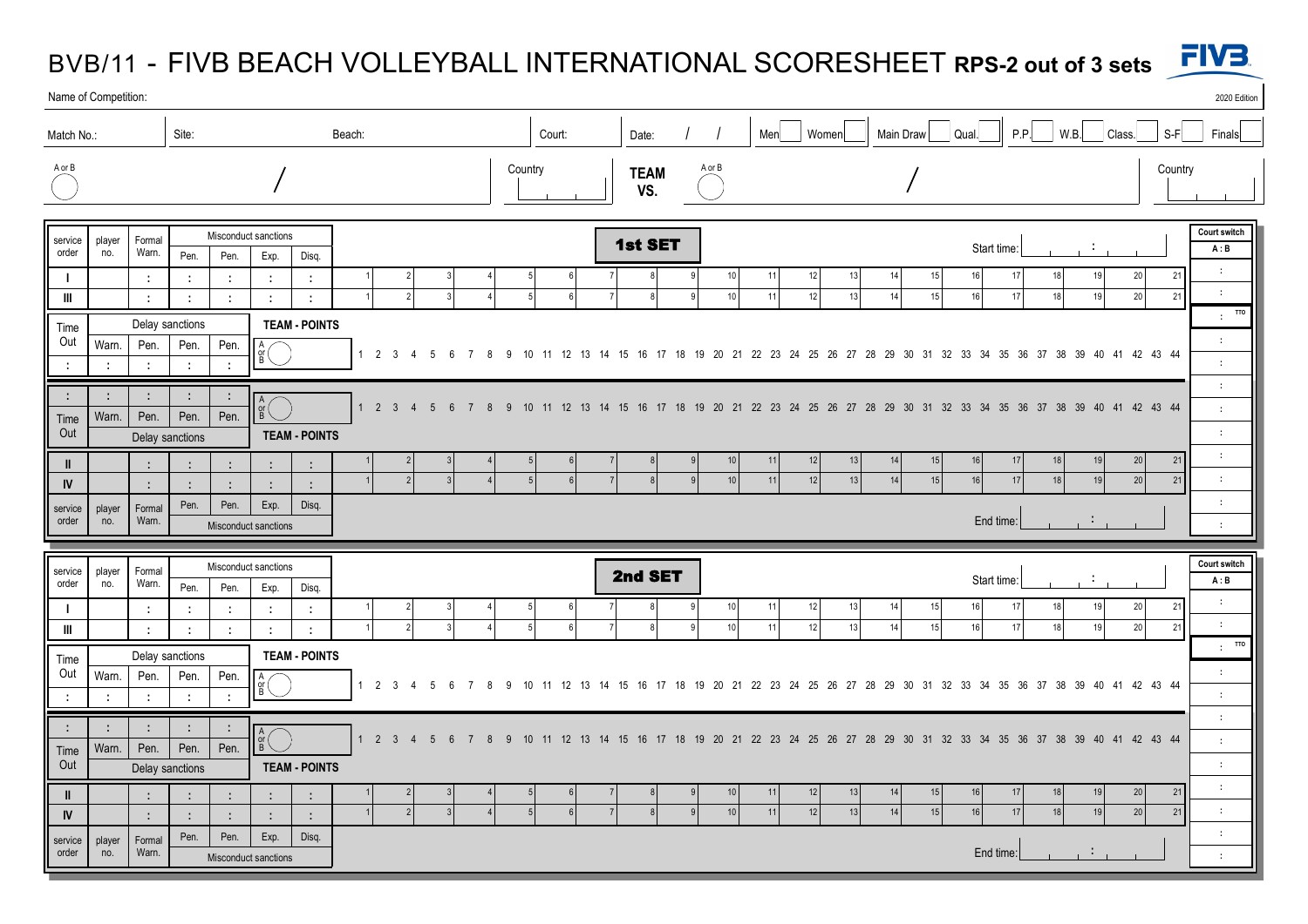# BVB/11 - FIVB BEACH VOLLEYBALL INTERNATIONAL SCORESHEET **RPS-2 out of 3 sets**

FIVB

Name of Competition:

2020 Edition

| Match No.: | Site: | Beach: | Court: | Date: / / | Men | Women | Main Draw | Qual. | P.P. | W.B. | Class. | S-F | Finals |
|---|---|---|---|---|---|---|---|---|---|---|---|---|---|

| A or B | / | Country | **TEAM VS.** | A or B | / | Country |
|---|---|---|---|---|---|---|

## 1st SET

Start time: :

| service order | player no. | Formal Warn. | Misconduct sanctions Pen. | Pen. | Exp. | Disq. | 1 | 2 | 3 | 4 | 5 | 6 | 7 | 8 | 9 | 10 | 11 | 12 | 13 | 14 | 15 | 16 | 17 | 18 | 19 | 20 | 21 |
|---|---|---|---|---|---|---|---|---|---|---|---|---|---|---|---|---|---|---|---|---|---|---|---|---|---|---|---|
| I | | : | : | : | : | : | | | | | | | | | | | | | | | | | | | | | |
| III | | : | : | : | : | : | | | | | | | | | | | | | | | | | | | | | |

| Time Out | Delay sanctions Warn. | Pen. | Pen. | Pen. | TEAM - POINTS |
|---|---|---|---|---|---|
| : | : | : | : | : | A or B |

1 2 3 4 5 6 7 8 9 10 11 12 13 14 15 16 17 18 19 20 21 22 23 24 25 26 27 28 29 30 31 32 33 34 35 36 37 38 39 40 41 42 43 44

| : | : | : | : | : | A or B |
|---|---|---|---|---|---|
| Time Out | Warn. | Pen. | Pen. | Pen. | TEAM - POINTS |
| | Delay sanctions | | | | |

1 2 3 4 5 6 7 8 9 10 11 12 13 14 15 16 17 18 19 20 21 22 23 24 25 26 27 28 29 30 31 32 33 34 35 36 37 38 39 40 41 42 43 44

| service order | player no. | Formal Warn. | Pen. | Pen. | Exp. | Disq. | 1 | 2 | 3 | 4 | 5 | 6 | 7 | 8 | 9 | 10 | 11 | 12 | 13 | 14 | 15 | 16 | 17 | 18 | 19 | 20 | 21 |
|---|---|---|---|---|---|---|---|---|---|---|---|---|---|---|---|---|---|---|---|---|---|---|---|---|---|---|---|
| II | | : | : | : | : | : | | | | | | | | | | | | | | | | | | | | | |
| IV | | : | : | : | : | : | | | | | | | | | | | | | | | | | | | | | |
| | | | Misconduct sanctions | | | | | | | | | | | | | | | | | | | | | | | | |

End time: :

| Court switch A : B |
|---|
| : |
| : |
| : TTO |
| : |
| : |
| : |
| : |
| : |
| : |
| : |
| : |
| : |

## 2nd SET

Start time: :

| service order | player no. | Formal Warn. | Misconduct sanctions Pen. | Pen. | Exp. | Disq. | 1 | 2 | 3 | 4 | 5 | 6 | 7 | 8 | 9 | 10 | 11 | 12 | 13 | 14 | 15 | 16 | 17 | 18 | 19 | 20 | 21 |
|---|---|---|---|---|---|---|---|---|---|---|---|---|---|---|---|---|---|---|---|---|---|---|---|---|---|---|---|
| I | | : | : | : | : | : | | | | | | | | | | | | | | | | | | | | | |
| III | | : | : | : | : | : | | | | | | | | | | | | | | | | | | | | | |

| Time Out | Delay sanctions Warn. | Pen. | Pen. | Pen. | TEAM - POINTS |
|---|---|---|---|---|---|
| : | : | : | : | : | A or B |

1 2 3 4 5 6 7 8 9 10 11 12 13 14 15 16 17 18 19 20 21 22 23 24 25 26 27 28 29 30 31 32 33 34 35 36 37 38 39 40 41 42 43 44

| : | : | : | : | : | A or B |
|---|---|---|---|---|---|
| Time Out | Warn. | Pen. | Pen. | Pen. | TEAM - POINTS |
| | Delay sanctions | | | | |

1 2 3 4 5 6 7 8 9 10 11 12 13 14 15 16 17 18 19 20 21 22 23 24 25 26 27 28 29 30 31 32 33 34 35 36 37 38 39 40 41 42 43 44

| service order | player no. | Formal Warn. | Pen. | Pen. | Exp. | Disq. | 1 | 2 | 3 | 4 | 5 | 6 | 7 | 8 | 9 | 10 | 11 | 12 | 13 | 14 | 15 | 16 | 17 | 18 | 19 | 20 | 21 |
|---|---|---|---|---|---|---|---|---|---|---|---|---|---|---|---|---|---|---|---|---|---|---|---|---|---|---|---|
| II | | : | : | : | : | : | | | | | | | | | | | | | | | | | | | | | |
| IV | | : | : | : | : | : | | | | | | | | | | | | | | | | | | | | | |
| | | | Misconduct sanctions | | | | | | | | | | | | | | | | | | | | | | | | |

End time: :

| Court switch A : B |
|---|
| : |
| : |
| : TTO |
| : |
| : |
| : |
| : |
| : |
| : |
| : |
| : |
| : |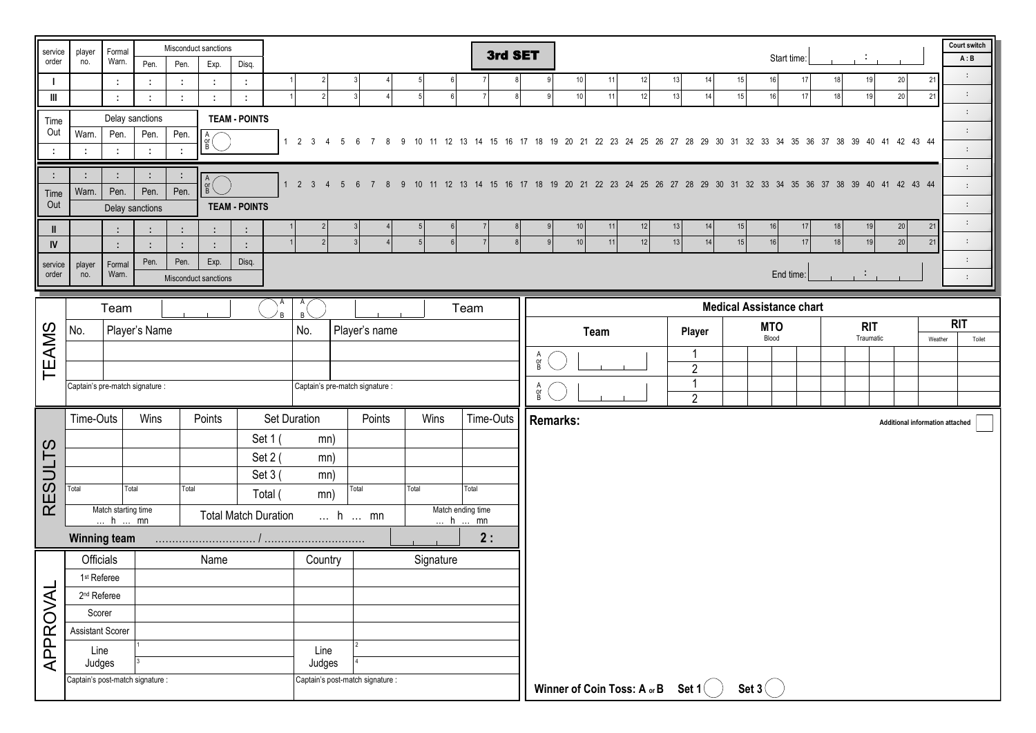# 3rd SET

Start time: :

| service order | player no. | Formal Warn. | Misconduct sanctions Pen. | Pen. | Exp. | Disq. | | | | | | | | | | | | | | | | | | | | |
|---|---|---|---|---|---|---|---|---|---|---|---|---|---|---|---|---|---|---|---|---|---|---|---|---|---|---|
| I | | : | : | : | : | : | 1 | 2 | 3 | 4 | 5 | 6 | 7 | 8 | 9 | 10 | 11 | 12 | 13 | 14 | 15 | 16 | 17 | 18 | 19 | 20 | 21 |
| III | | : | : | : | : | : | 1 | 2 | 3 | 4 | 5 | 6 | 7 | 8 | 9 | 10 | 11 | 12 | 13 | 14 | 15 | 16 | 17 | 18 | 19 | 20 | 21 |

| Time Out | Delay sanctions Warn. | Pen. | Pen. | Pen. | TEAM - POINTS |
|---|---|---|---|---|---|
| : | : | : | : | : | A or B |

1 2 3 4 5 6 7 8 9 10 11 12 13 14 15 16 17 18 19 20 21 22 23 24 25 26 27 28 29 30 31 32 33 34 35 36 37 38 39 40 41 42 43 44

| : | : | : | : | : | A or B |
|---|---|---|---|---|---|
| Time Out | Warn. | Pen. | Pen. | Pen. | TEAM - POINTS |
| | Delay sanctions | | | | |

1 2 3 4 5 6 7 8 9 10 11 12 13 14 15 16 17 18 19 20 21 22 23 24 25 26 27 28 29 30 31 32 33 34 35 36 37 38 39 40 41 42 43 44

| | | | | | | | | | | | | | | | | | | | | | | | | | | |
|---|---|---|---|---|---|---|---|---|---|---|---|---|---|---|---|---|---|---|---|---|---|---|---|---|---|---|
| II | | : | : | : | : | : | 1 | 2 | 3 | 4 | 5 | 6 | 7 | 8 | 9 | 10 | 11 | 12 | 13 | 14 | 15 | 16 | 17 | 18 | 19 | 20 | 21 |
| IV | | : | : | : | : | : | 1 | 2 | 3 | 4 | 5 | 6 | 7 | 8 | 9 | 10 | 11 | 12 | 13 | 14 | 15 | 16 | 17 | 18 | 19 | 20 | 21 |
| service order | player no. | Formal Warn. | Pen. | Pen. | Exp. | Disq. | | | | | | | | | | | | | | | | | | | | |
| | | | Misconduct sanctions | | | | | | | | | | | | | | | | | | | | | | | |

End time: :

| Court switch A : B |
|---|
| : |
| : |
| : |
| : |
| : |
| : |
| : |
| : |
| : |
| : |
| : |

## TEAMS

| Team | A or B | | A or B | Team |
|---|---|---|---|---|
| No. | Player's Name | | No. | Player's name |
| | | | | |
| | | | | |
| Captain's pre-match signature : | | | Captain's pre-match signature : | |

## Medical Assistance chart

| Team | Player | MTO Blood | | | | RIT Traumatic | | | | RIT Weather | RIT Toilet |
|---|---|---|---|---|---|---|---|---|---|---|---|
| A or B | 1 | | | | | | | | | | |
| | 2 | | | | | | | | | | |
| A or B | 1 | | | | | | | | | | |
| | 2 | | | | | | | | | | |

## RESULTS

| Time-Outs | Wins | Points | Set Duration | Points | Wins | Time-Outs |
|---|---|---|---|---|---|---|
| | | | Set 1 ( mn) | | | |
| | | | Set 2 ( mn) | | | |
| | | | Set 3 ( mn) | | | |
| Total | Total | Total | Total ( mn) | Total | Total | Total |
| Match starting time … h … mn | | Total Match Duration | … h … mn | | Match ending time … h … mn | |

**Winning team** ............................ / ............................ **2 :**

**Remarks:**

Additional information attached

## APPROVAL

| Officials | Name | Country | Signature |
|---|---|---|---|
| 1st Referee | | | |
| 2nd Referee | | | |
| Scorer | | | |
| Assistant Scorer | | | |
| Line Judges | 1 | Line Judges | 2 |
| | 3 | | 4 |
| Captain's post-match signature : | | Captain's post-match signature : | |

**Winner of Coin Toss: A or B Set 1 ◯ Set 3 ◯**